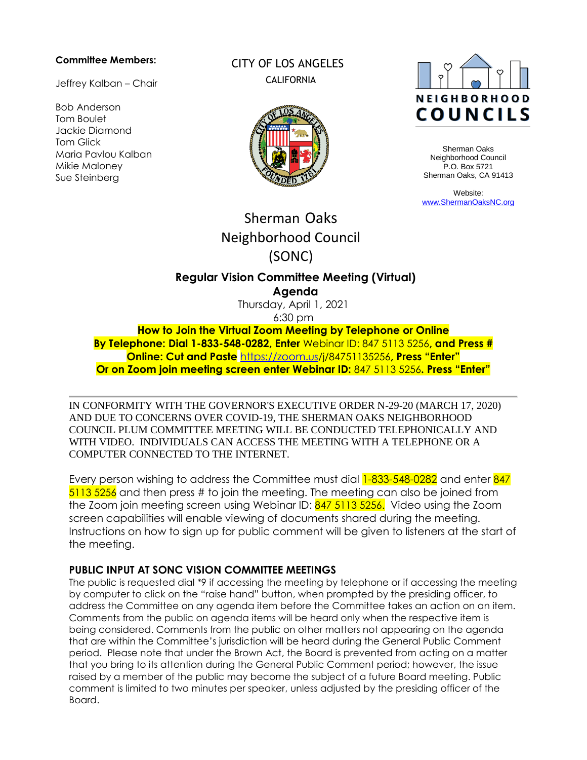**Committee Members:**

Jeffrey Kalban – Chair

Bob Anderson
Tom Boulet
Jackie Diamond
Tom Glick
Maria Pavlou Kalban
Mikie Maloney
Sue Steinberg

CITY OF LOS ANGELES
CALIFORNIA

NEIGHBORHOOD COUNCILS

Sherman Oaks
Neighborhood Council
P.O. Box 5721
Sherman Oaks, CA 91413

Website:
www.ShermanOaksNC.org

# Sherman Oaks Neighborhood Council (SONC)

## Regular Vision Committee Meeting (Virtual)

## Agenda

Thursday, April 1, 2021
6:30 pm

**How to Join the Virtual Zoom Meeting by Telephone or Online**
**By Telephone: Dial 1-833-548-0282, Enter** Webinar ID: 847 5113 5256**, and Press #**
**Online: Cut and Paste** https://zoom.us/j/84751135256**, Press "Enter"**
**Or on Zoom join meeting screen enter Webinar ID:** 847 5113 5256**. Press "Enter"**

---

IN CONFORMITY WITH THE GOVERNOR'S EXECUTIVE ORDER N-29-20 (MARCH 17, 2020) AND DUE TO CONCERNS OVER COVID-19, THE SHERMAN OAKS NEIGHBORHOOD COUNCIL PLUM COMMITTEE MEETING WILL BE CONDUCTED TELEPHONICALLY AND WITH VIDEO. INDIVIDUALS CAN ACCESS THE MEETING WITH A TELEPHONE OR A COMPUTER CONNECTED TO THE INTERNET.

Every person wishing to address the Committee must dial 1-833-548-0282 and enter 847 5113 5256 and then press # to join the meeting. The meeting can also be joined from the Zoom join meeting screen using Webinar ID: 847 5113 5256. Video using the Zoom screen capabilities will enable viewing of documents shared during the meeting. Instructions on how to sign up for public comment will be given to listeners at the start of the meeting.

**PUBLIC INPUT AT SONC VISION COMMITTEE MEETINGS**

The public is requested dial *9 if accessing the meeting by telephone or if accessing the meeting by computer to click on the "raise hand" button, when prompted by the presiding officer, to address the Committee on any agenda item before the Committee takes an action on an item. Comments from the public on agenda items will be heard only when the respective item is being considered. Comments from the public on other matters not appearing on the agenda that are within the Committee's jurisdiction will be heard during the General Public Comment period. Please note that under the Brown Act, the Board is prevented from acting on a matter that you bring to its attention during the General Public Comment period; however, the issue raised by a member of the public may become the subject of a future Board meeting. Public comment is limited to two minutes per speaker, unless adjusted by the presiding officer of the Board.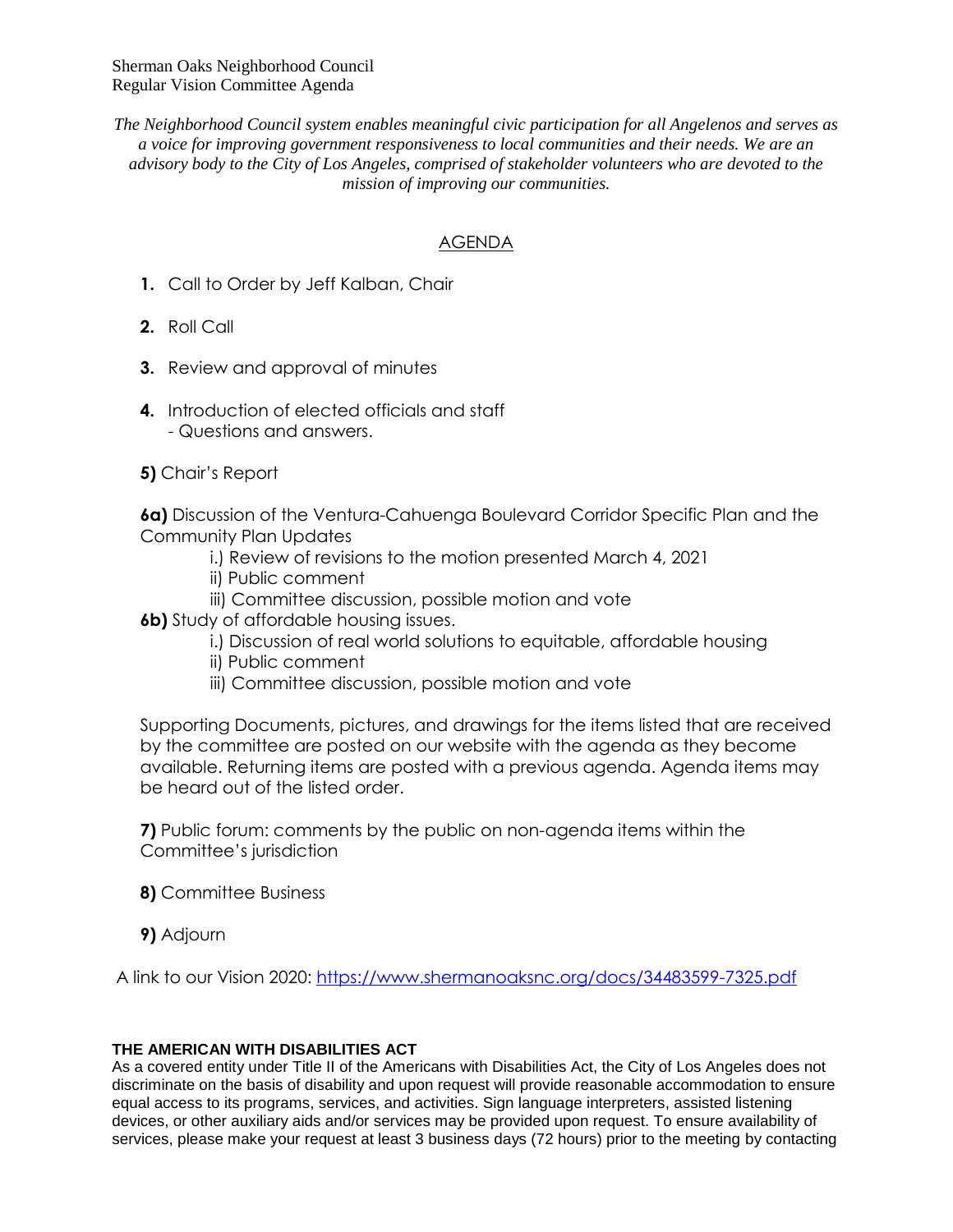Sherman Oaks Neighborhood Council
Regular Vision Committee Agenda

*The Neighborhood Council system enables meaningful civic participation for all Angelenos and serves as a voice for improving government responsiveness to local communities and their needs. We are an advisory body to the City of Los Angeles, comprised of stakeholder volunteers who are devoted to the mission of improving our communities.*

## AGENDA

1. Call to Order by Jeff Kalban, Chair

2. Roll Call

3. Review and approval of minutes

4. Introduction of elected officials and staff
   - Questions and answers.

**5)** Chair's Report

**6a)** Discussion of the Ventura-Cahuenga Boulevard Corridor Specific Plan and the Community Plan Updates
- i.) Review of revisions to the motion presented March 4, 2021
- ii) Public comment
- iii) Committee discussion, possible motion and vote

**6b)** Study of affordable housing issues.
- i.) Discussion of real world solutions to equitable, affordable housing
- ii) Public comment
- iii) Committee discussion, possible motion and vote

Supporting Documents, pictures, and drawings for the items listed that are received by the committee are posted on our website with the agenda as they become available. Returning items are posted with a previous agenda. Agenda items may be heard out of the listed order.

**7)** Public forum: comments by the public on non-agenda items within the Committee's jurisdiction

**8)** Committee Business

**9)** Adjourn

A link to our Vision 2020: https://www.shermanoaksnc.org/docs/34483599-7325.pdf

**THE AMERICAN WITH DISABILITIES ACT**

As a covered entity under Title II of the Americans with Disabilities Act, the City of Los Angeles does not discriminate on the basis of disability and upon request will provide reasonable accommodation to ensure equal access to its programs, services, and activities. Sign language interpreters, assisted listening devices, or other auxiliary aids and/or services may be provided upon request. To ensure availability of services, please make your request at least 3 business days (72 hours) prior to the meeting by contacting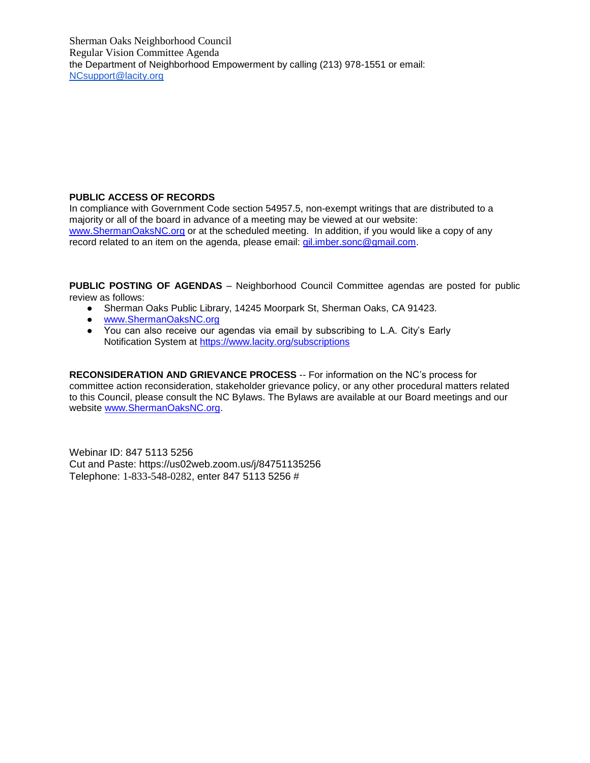the Department of Neighborhood Empowerment by calling (213) 978-1551 or email: NCsupport@lacity.org

**PUBLIC ACCESS OF RECORDS**
In compliance with Government Code section 54957.5, non-exempt writings that are distributed to a majority or all of the board in advance of a meeting may be viewed at our website: www.ShermanOaksNC.org or at the scheduled meeting. In addition, if you would like a copy of any record related to an item on the agenda, please email: gil.imber.sonc@gmail.com.

**PUBLIC POSTING OF AGENDAS** – Neighborhood Council Committee agendas are posted for public review as follows:

- Sherman Oaks Public Library, 14245 Moorpark St, Sherman Oaks, CA 91423.
- www.ShermanOaksNC.org
- You can also receive our agendas via email by subscribing to L.A. City's Early Notification System at https://www.lacity.org/subscriptions

**RECONSIDERATION AND GRIEVANCE PROCESS** -- For information on the NC's process for committee action reconsideration, stakeholder grievance policy, or any other procedural matters related to this Council, please consult the NC Bylaws. The Bylaws are available at our Board meetings and our website www.ShermanOaksNC.org.

Webinar ID: 847 5113 5256
Cut and Paste: https://us02web.zoom.us/j/84751135256
Telephone: 1-833-548-0282, enter 847 5113 5256 #